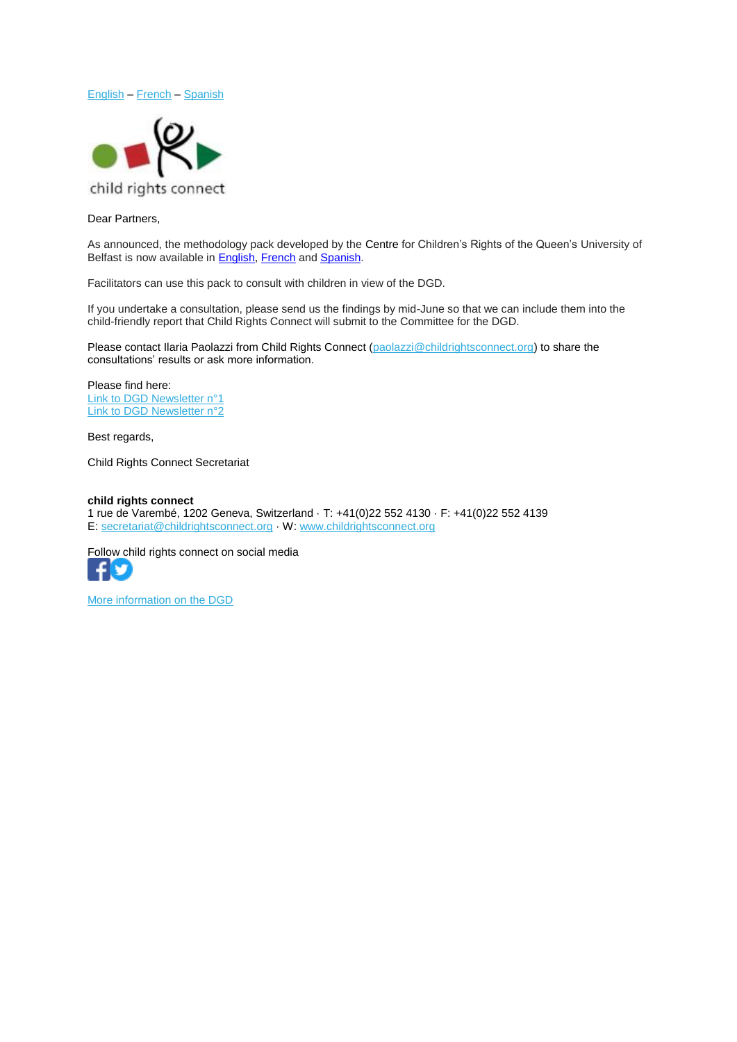English – French – Spanish

child rights connect

Dear Partners,

As announced, the methodology pack developed by the Centre for Children's Rights of the Queen's University of Belfast is now available in English, French and Spanish.

Facilitators can use this pack to consult with children in view of the DGD.

If you undertake a consultation, please send us the findings by mid-June so that we can include them into the child-friendly report that Child Rights Connect will submit to the Committee for the DGD.

Please contact Ilaria Paolazzi from Child Rights Connect (paolazzi@childrightsconnect.org) to share the consultations' results or ask more information.

Please find here:
Link to DGD Newsletter n°1
Link to DGD Newsletter n°2

Best regards,

Child Rights Connect Secretariat

**child rights connect**
1 rue de Varembé, 1202 Geneva, Switzerland · T: +41(0)22 552 4130 · F: +41(0)22 552 4139
E: secretariat@childrightsconnect.org · W: www.childrightsconnect.org

Follow child rights connect on social media

More information on the DGD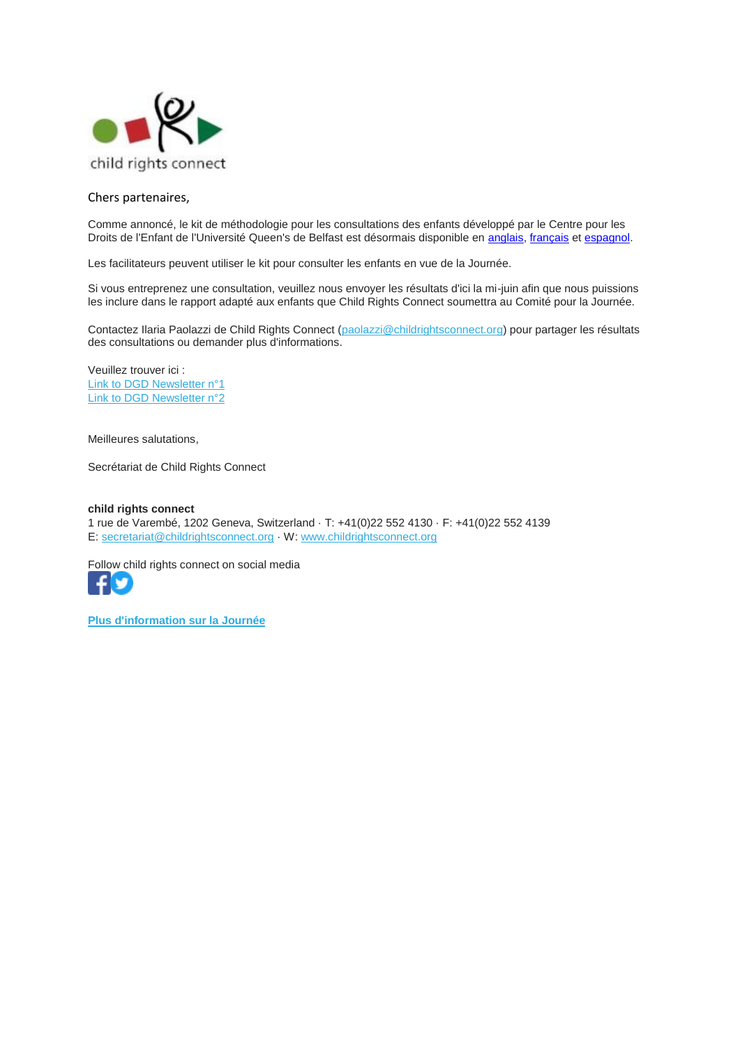Chers partenaires,

Comme annoncé, le kit de méthodologie pour les consultations des enfants développé par le Centre pour les Droits de l'Enfant de l'Université Queen's de Belfast est désormais disponible en anglais, français et espagnol.

Les facilitateurs peuvent utiliser le kit pour consulter les enfants en vue de la Journée.

Si vous entreprenez une consultation, veuillez nous envoyer les résultats d'ici la mi-juin afin que nous puissions les inclure dans le rapport adapté aux enfants que Child Rights Connect soumettra au Comité pour la Journée.

Contactez Ilaria Paolazzi de Child Rights Connect (paolazzi@childrightsconnect.org) pour partager les résultats des consultations ou demander plus d'informations.

Veuillez trouver ici :
Link to DGD Newsletter n°1
Link to DGD Newsletter n°2

Meilleures salutations,

Secrétariat de Child Rights Connect

**child rights connect**
1 rue de Varembé, 1202 Geneva, Switzerland · T: +41(0)22 552 4130 · F: +41(0)22 552 4139
E: secretariat@childrightsconnect.org · W: www.childrightsconnect.org

Follow child rights connect on social media

**Plus d'information sur la Journée**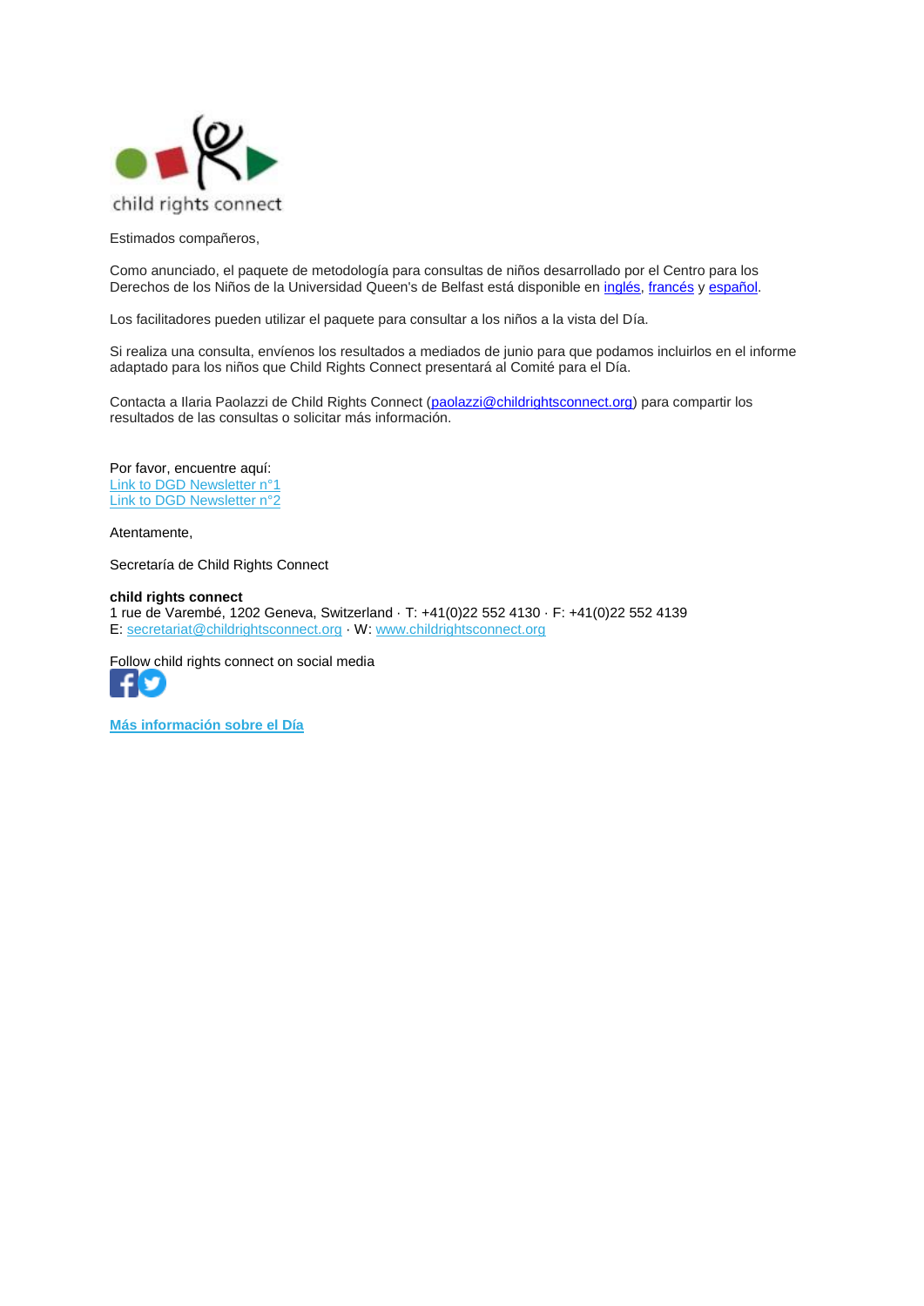child rights connect

Estimados compañeros,

Como anunciado, el paquete de metodología para consultas de niños desarrollado por el Centro para los Derechos de los Niños de la Universidad Queen's de Belfast está disponible en inglés, francés y español.

Los facilitadores pueden utilizar el paquete para consultar a los niños a la vista del Día.

Si realiza una consulta, envíenos los resultados a mediados de junio para que podamos incluirlos en el informe adaptado para los niños que Child Rights Connect presentará al Comité para el Día.

Contacta a Ilaria Paolazzi de Child Rights Connect (paolazzi@childrightsconnect.org) para compartir los resultados de las consultas o solicitar más información.

Por favor, encuentre aquí:
Link to DGD Newsletter n°1
Link to DGD Newsletter n°2

Atentamente,

Secretaría de Child Rights Connect

**child rights connect**
1 rue de Varembé, 1202 Geneva, Switzerland · T: +41(0)22 552 4130 · F: +41(0)22 552 4139
E: secretariat@childrightsconnect.org · W: www.childrightsconnect.org

Follow child rights connect on social media

**Más información sobre el Día**